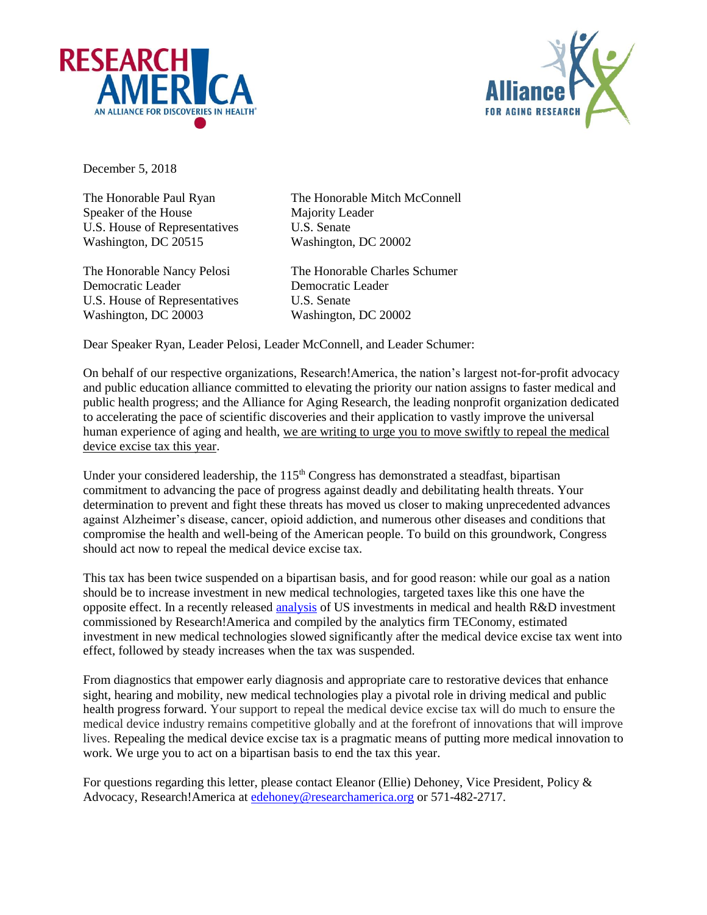December 5, 2018

The Honorable Paul Ryan
Speaker of the House
U.S. House of Representatives
Washington, DC 20515

The Honorable Mitch McConnell
Majority Leader
U.S. Senate
Washington, DC 20002

The Honorable Nancy Pelosi
Democratic Leader
U.S. House of Representatives
Washington, DC 20003

The Honorable Charles Schumer
Democratic Leader
U.S. Senate
Washington, DC 20002

Dear Speaker Ryan, Leader Pelosi, Leader McConnell, and Leader Schumer:

On behalf of our respective organizations, Research!America, the nation's largest not-for-profit advocacy and public education alliance committed to elevating the priority our nation assigns to faster medical and public health progress; and the Alliance for Aging Research, the leading nonprofit organization dedicated to accelerating the pace of scientific discoveries and their application to vastly improve the universal human experience of aging and health, <u>we are writing to urge you to move swiftly to repeal the medical device excise tax this year</u>.

Under your considered leadership, the 115th Congress has demonstrated a steadfast, bipartisan commitment to advancing the pace of progress against deadly and debilitating health threats. Your determination to prevent and fight these threats has moved us closer to making unprecedented advances against Alzheimer's disease, cancer, opioid addiction, and numerous other diseases and conditions that compromise the health and well-being of the American people. To build on this groundwork, Congress should act now to repeal the medical device excise tax.

This tax has been twice suspended on a bipartisan basis, and for good reason: while our goal as a nation should be to increase investment in new medical technologies, targeted taxes like this one have the opposite effect. In a recently released analysis of US investments in medical and health R&D investment commissioned by Research!America and compiled by the analytics firm TEConomy, estimated investment in new medical technologies slowed significantly after the medical device excise tax went into effect, followed by steady increases when the tax was suspended.

From diagnostics that empower early diagnosis and appropriate care to restorative devices that enhance sight, hearing and mobility, new medical technologies play a pivotal role in driving medical and public health progress forward. Your support to repeal the medical device excise tax will do much to ensure the medical device industry remains competitive globally and at the forefront of innovations that will improve lives. Repealing the medical device excise tax is a pragmatic means of putting more medical innovation to work. We urge you to act on a bipartisan basis to end the tax this year.

For questions regarding this letter, please contact Eleanor (Ellie) Dehoney, Vice President, Policy & Advocacy, Research!America at edehoney@researchamerica.org or 571-482-2717.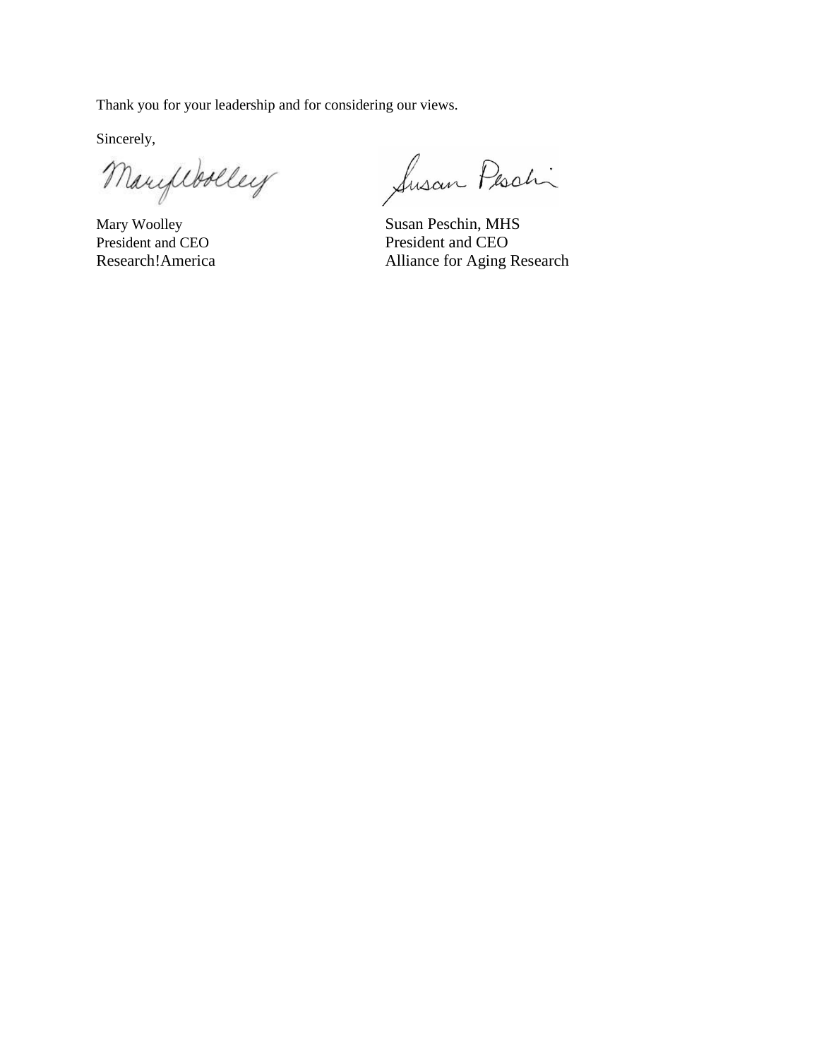Thank you for your leadership and for considering our views.

Sincerely,

Mary Woolley
President and CEO
Research!America

Susan Peschin, MHS
President and CEO
Alliance for Aging Research